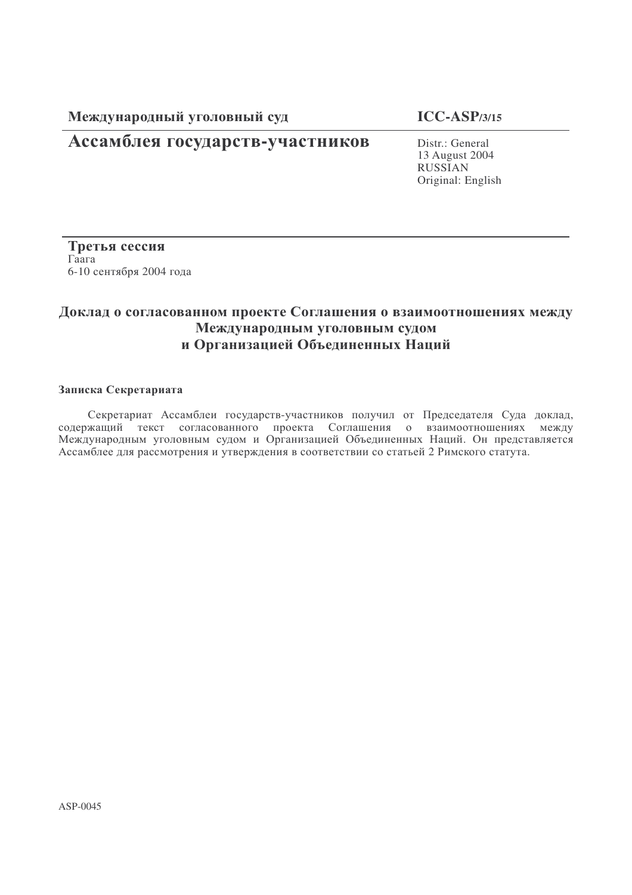**Международный уголовный суд**

# Ассамблея государств-участников

**ICC-ASP/3/15**

Distr.: General
13 August 2004
RUSSIAN
Original: English

**Третья сессия**
Гаага
6-10 сентября 2004 года

## Доклад о согласованном проекте Соглашения о взаимоотношениях между Международным уголовным судом и Организацией Объединенных Наций

**Записка Секретариата**

Секретариат Ассамблеи государств-участников получил от Председателя Суда доклад, содержащий текст согласованного проекта Соглашения о взаимоотношениях между Международным уголовным судом и Организацией Объединенных Наций. Он представляется Ассамблее для рассмотрения и утверждения в соответствии со статьей 2 Римского статута.

ASP-0045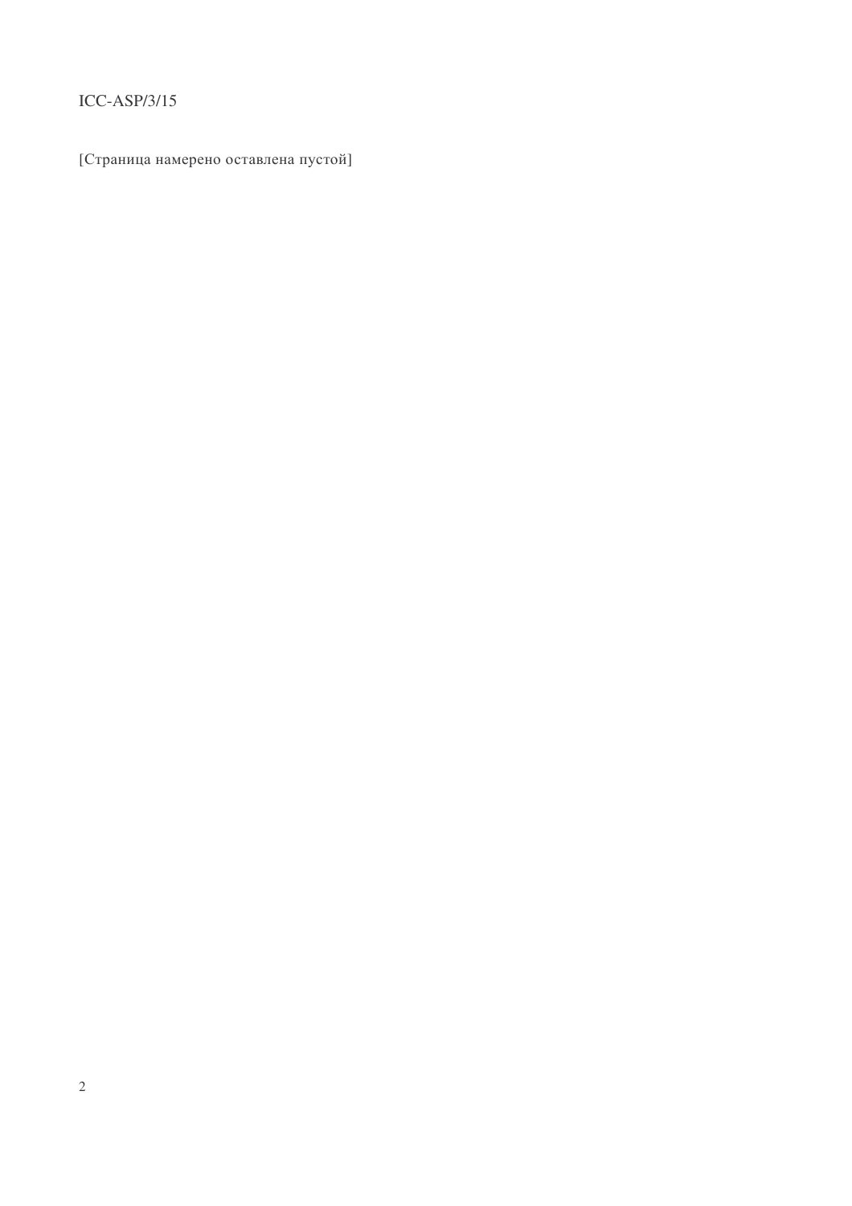[Страница намерено оставлена пустой]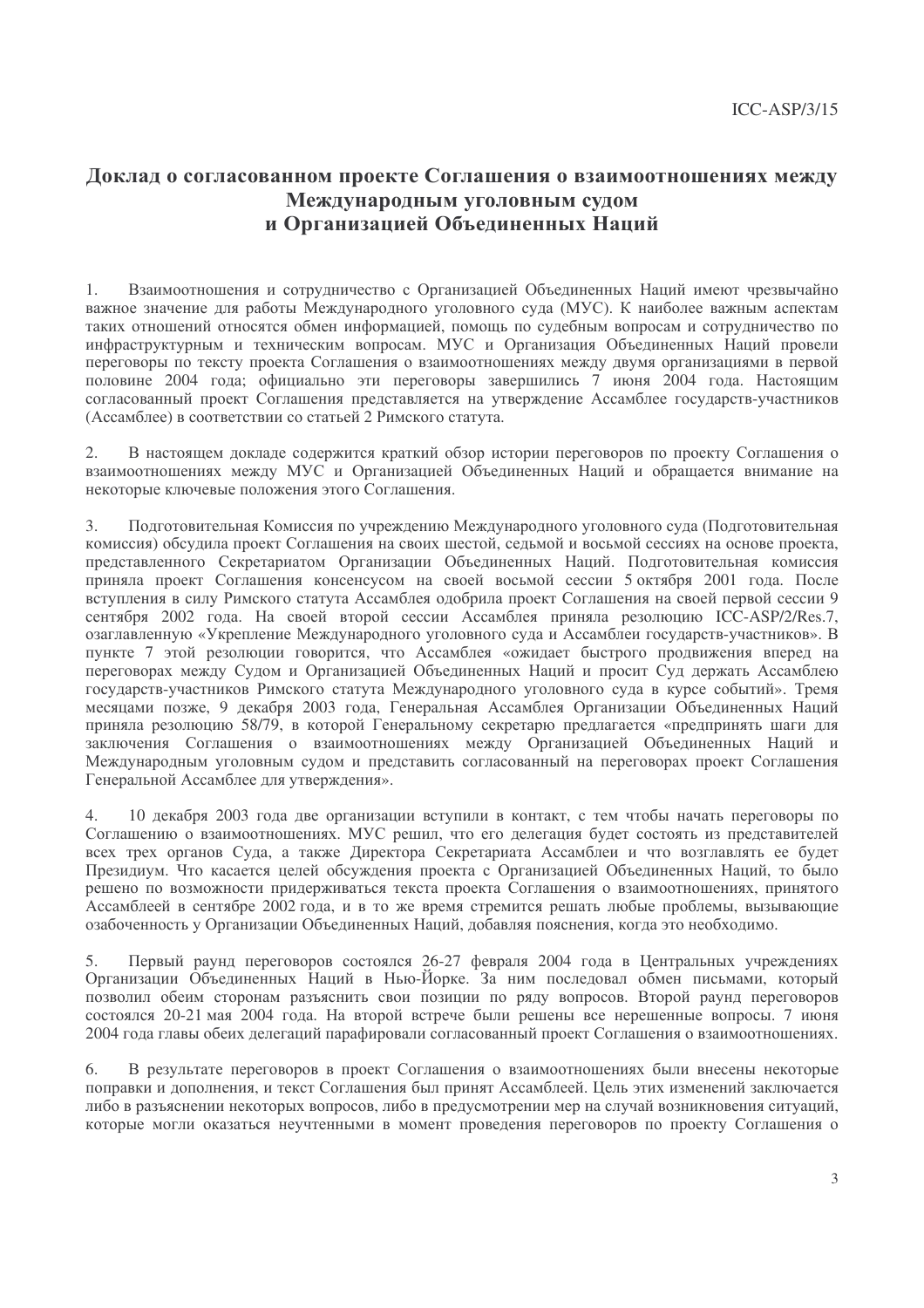# Доклад о согласованном проекте Соглашения о взаимоотношениях между Международным уголовным судом и Организацией Объединенных Наций

1. Взаимоотношения и сотрудничество с Организацией Объединенных Наций имеют чрезвычайно важное значение для работы Международного уголовного суда (МУС). К наиболее важным аспектам таких отношений относятся обмен информацией, помощь по судебным вопросам и сотрудничество по инфраструктурным и техническим вопросам. МУС и Организация Объединенных Наций провели переговоры по тексту проекта Соглашения о взаимоотношениях между двумя организациями в первой половине 2004 года; официально эти переговоры завершились 7 июня 2004 года. Настоящим согласованный проект Соглашения представляется на утверждение Ассамблее государств-участников (Ассамблее) в соответствии со статьей 2 Римского статута.

2. В настоящем докладе содержится краткий обзор истории переговоров по проекту Соглашения о взаимоотношениях между МУС и Организацией Объединенных Наций и обращается внимание на некоторые ключевые положения этого Соглашения.

3. Подготовительная Комиссия по учреждению Международного уголовного суда (Подготовительная комиссия) обсудила проект Соглашения на своих шестой, седьмой и восьмой сессиях на основе проекта, представленного Секретариатом Организации Объединенных Наций. Подготовительная комиссия приняла проект Соглашения консенсусом на своей восьмой сессии 5 октября 2001 года. После вступления в силу Римского статута Ассамблея одобрила проект Соглашения на своей первой сессии 9 сентября 2002 года. На своей второй сессии Ассамблея приняла резолюцию ICC-ASP/2/Res.7, озаглавленную «Укрепление Международного уголовного суда и Ассамблеи государств-участников». В пункте 7 этой резолюции говорится, что Ассамблея «ожидает быстрого продвижения вперед на переговорах между Судом и Организацией Объединенных Наций и просит Суд держать Ассамблею государств-участников Римского статута Международного уголовного суда в курсе событий». Тремя месяцами позже, 9 декабря 2003 года, Генеральная Ассамблея Организации Объединенных Наций приняла резолюцию 58/79, в которой Генеральному секретарю предлагается «предпринять шаги для заключения Соглашения о взаимоотношениях между Организацией Объединенных Наций и Международным уголовным судом и представить согласованный на переговорах проект Соглашения Генеральной Ассамблее для утверждения».

4. 10 декабря 2003 года две организации вступили в контакт, с тем чтобы начать переговоры по Соглашению о взаимоотношениях. МУС решил, что его делегация будет состоять из представителей всех трех органов Суда, а также Директора Секретариата Ассамблеи и что возглавлять ее будет Президиум. Что касается целей обсуждения проекта с Организацией Объединенных Наций, то было решено по возможности придерживаться текста проекта Соглашения о взаимоотношениях, принятого Ассамблеей в сентябре 2002 года, и в то же время стремится решать любые проблемы, вызывающие озабоченность у Организации Объединенных Наций, добавляя пояснения, когда это необходимо.

5. Первый раунд переговоров состоялся 26-27 февраля 2004 года в Центральных учреждениях Организации Объединенных Наций в Нью-Йорке. За ним последовал обмен письмами, который позволил обеим сторонам разъяснить свои позиции по ряду вопросов. Второй раунд переговоров состоялся 20-21 мая 2004 года. На второй встрече были решены все нерешенные вопросы. 7 июня 2004 года главы обеих делегаций парафировали согласованный проект Соглашения о взаимоотношениях.

6. В результате переговоров в проект Соглашения о взаимоотношениях были внесены некоторые поправки и дополнения, и текст Соглашения был принят Ассамблеей. Цель этих изменений заключается либо в разъяснении некоторых вопросов, либо в предусмотрении мер на случай возникновения ситуаций, которые могли оказаться неучтенными в момент проведения переговоров по проекту Соглашения о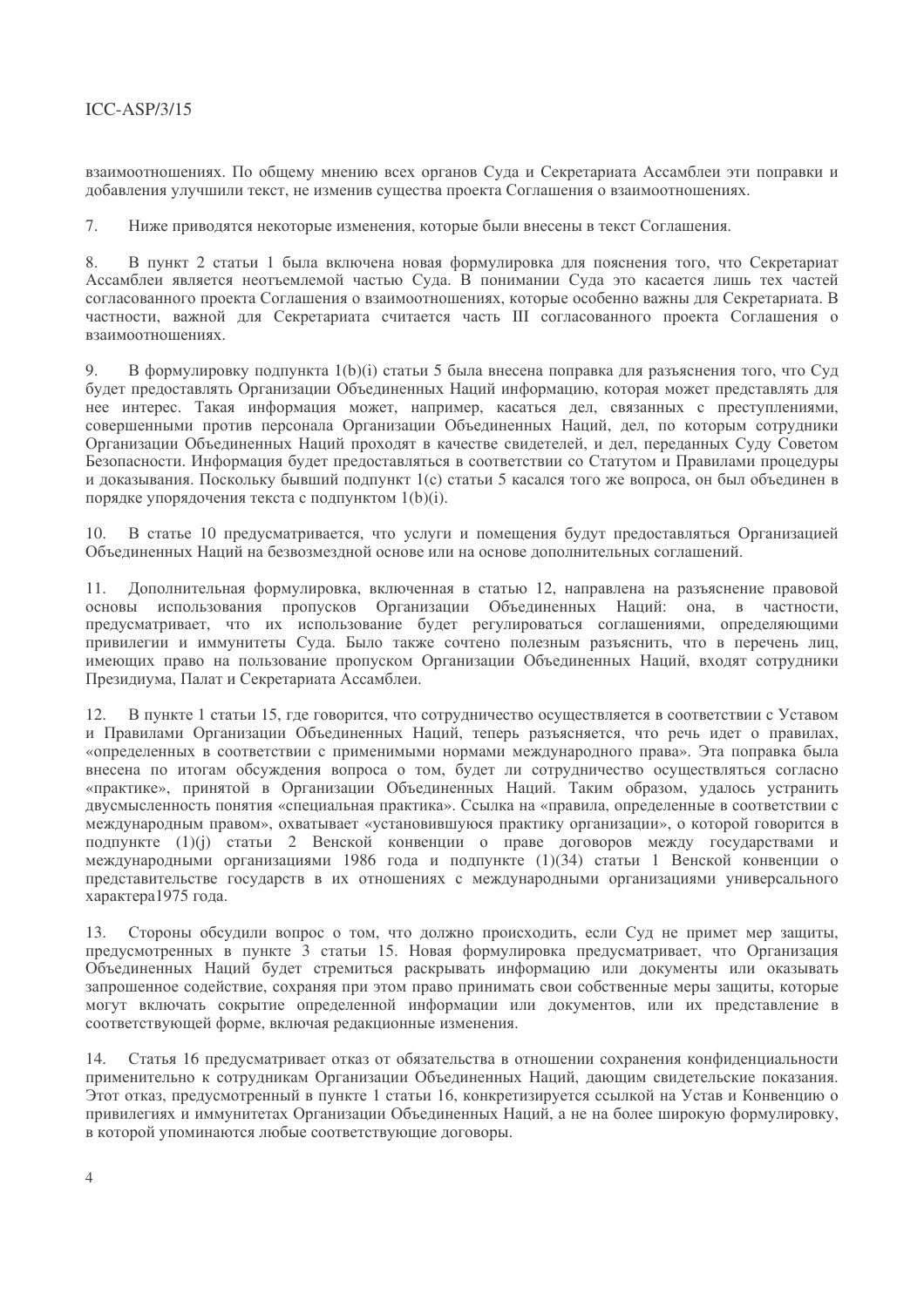взаимоотношениях. По общему мнению всех органов Суда и Секретариата Ассамблеи эти поправки и добавления улучшили текст, не изменив существа проекта Соглашения о взаимоотношениях.

7. Ниже приводятся некоторые изменения, которые были внесены в текст Соглашения.

8. В пункт 2 статьи 1 была включена новая формулировка для пояснения того, что Секретариат Ассамблеи является неотъемлемой частью Суда. В понимании Суда это касается лишь тех частей согласованного проекта Соглашения о взаимоотношениях, которые особенно важны для Секретариата. В частности, важной для Секретариата считается часть III согласованного проекта Соглашения о взаимоотношениях.

9. В формулировку подпункта 1(b)(i) статьи 5 была внесена поправка для разъяснения того, что Суд будет предоставлять Организации Объединенных Наций информацию, которая может представлять для нее интерес. Такая информация может, например, касаться дел, связанных с преступлениями, совершенными против персонала Организации Объединенных Наций, дел, по которым сотрудники Организации Объединенных Наций проходят в качестве свидетелей, и дел, переданных Суду Советом Безопасности. Информация будет предоставляться в соответствии со Статутом и Правилами процедуры и доказывания. Поскольку бывший подпункт 1(c) статьи 5 касался того же вопроса, он был объединен в порядке упорядочения текста с подпунктом 1(b)(i).

10. В статье 10 предусматривается, что услуги и помещения будут предоставляться Организацией Объединенных Наций на безвозмездной основе или на основе дополнительных соглашений.

11. Дополнительная формулировка, включенная в статью 12, направлена на разъяснение правовой основы использования пропусков Организации Объединенных Наций: она, в частности, предусматривает, что их использование будет регулироваться соглашениями, определяющими привилегии и иммунитеты Суда. Было также сочтено полезным разъяснить, что в перечень лиц, имеющих право на пользование пропуском Организации Объединенных Наций, входят сотрудники Президиума, Палат и Секретариата Ассамблеи.

12. В пункте 1 статьи 15, где говорится, что сотрудничество осуществляется в соответствии с Уставом и Правилами Организации Объединенных Наций, теперь разъясняется, что речь идет о правилах, «определенных в соответствии с применимыми нормами международного права». Эта поправка была внесена по итогам обсуждения вопроса о том, будет ли сотрудничество осуществляться согласно «практике», принятой в Организации Объединенных Наций. Таким образом, удалось устранить двусмысленность понятия «специальная практика». Ссылка на «правила, определенные в соответствии с международным правом», охватывает «установившуюся практику организации», о которой говорится в подпункте (1)(j) статьи 2 Венской конвенции о праве договоров между государствами и международными организациями 1986 года и подпункте (1)(34) статьи 1 Венской конвенции о представительстве государств в их отношениях с международными организациями универсального характера1975 года.

13. Стороны обсудили вопрос о том, что должно происходить, если Суд не примет мер защиты, предусмотренных в пункте 3 статьи 15. Новая формулировка предусматривает, что Организация Объединенных Наций будет стремиться раскрывать информацию или документы или оказывать запрошенное содействие, сохраняя при этом право принимать свои собственные меры защиты, которые могут включать сокрытие определенной информации или документов, или их представление в соответствующей форме, включая редакционные изменения.

14. Статья 16 предусматривает отказ от обязательства в отношении сохранения конфиденциальности применительно к сотрудникам Организации Объединенных Наций, дающим свидетельские показания. Этот отказ, предусмотренный в пункте 1 статьи 16, конкретизируется ссылкой на Устав и Конвенцию о привилегиях и иммунитетах Организации Объединенных Наций, а не на более широкую формулировку, в которой упоминаются любые соответствующие договоры.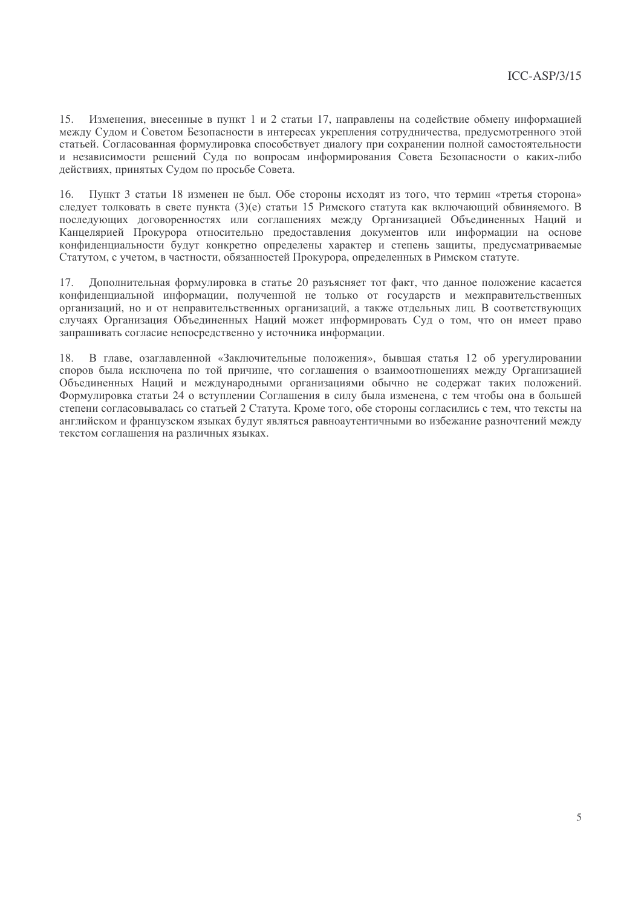15. Изменения, внесенные в пункт 1 и 2 статьи 17, направлены на содействие обмену информацией между Судом и Советом Безопасности в интересах укрепления сотрудничества, предусмотренного этой статьей. Согласованная формулировка способствует диалогу при сохранении полной самостоятельности и независимости решений Суда по вопросам информирования Совета Безопасности о каких-либо действиях, принятых Судом по просьбе Совета.

16. Пункт 3 статьи 18 изменен не был. Обе стороны исходят из того, что термин «третья сторона» следует толковать в свете пункта (3)(e) статьи 15 Римского статута как включающий обвиняемого. В последующих договоренностях или соглашениях между Организацией Объединенных Наций и Канцелярией Прокурора относительно предоставления документов или информации на основе конфиденциальности будут конкретно определены характер и степень защиты, предусматриваемые Статутом, с учетом, в частности, обязанностей Прокурора, определенных в Римском статуте.

17. Дополнительная формулировка в статье 20 разъясняет тот факт, что данное положение касается конфиденциальной информации, полученной не только от государств и межправительственных организаций, но и от неправительственных организаций, а также отдельных лиц. В соответствующих случаях Организация Объединенных Наций может информировать Суд о том, что он имеет право запрашивать согласие непосредственно у источника информации.

18. В главе, озаглавленной «Заключительные положения», бывшая статья 12 об урегулировании споров была исключена по той причине, что соглашения о взаимоотношениях между Организацией Объединенных Наций и международными организациями обычно не содержат таких положений. Формулировка статьи 24 о вступлении Соглашения в силу была изменена, с тем чтобы она в большей степени согласовывалась со статьей 2 Статута. Кроме того, обе стороны согласились с тем, что тексты на английском и французском языках будут являться равноаутентичными во избежание разночтений между текстом соглашения на различных языках.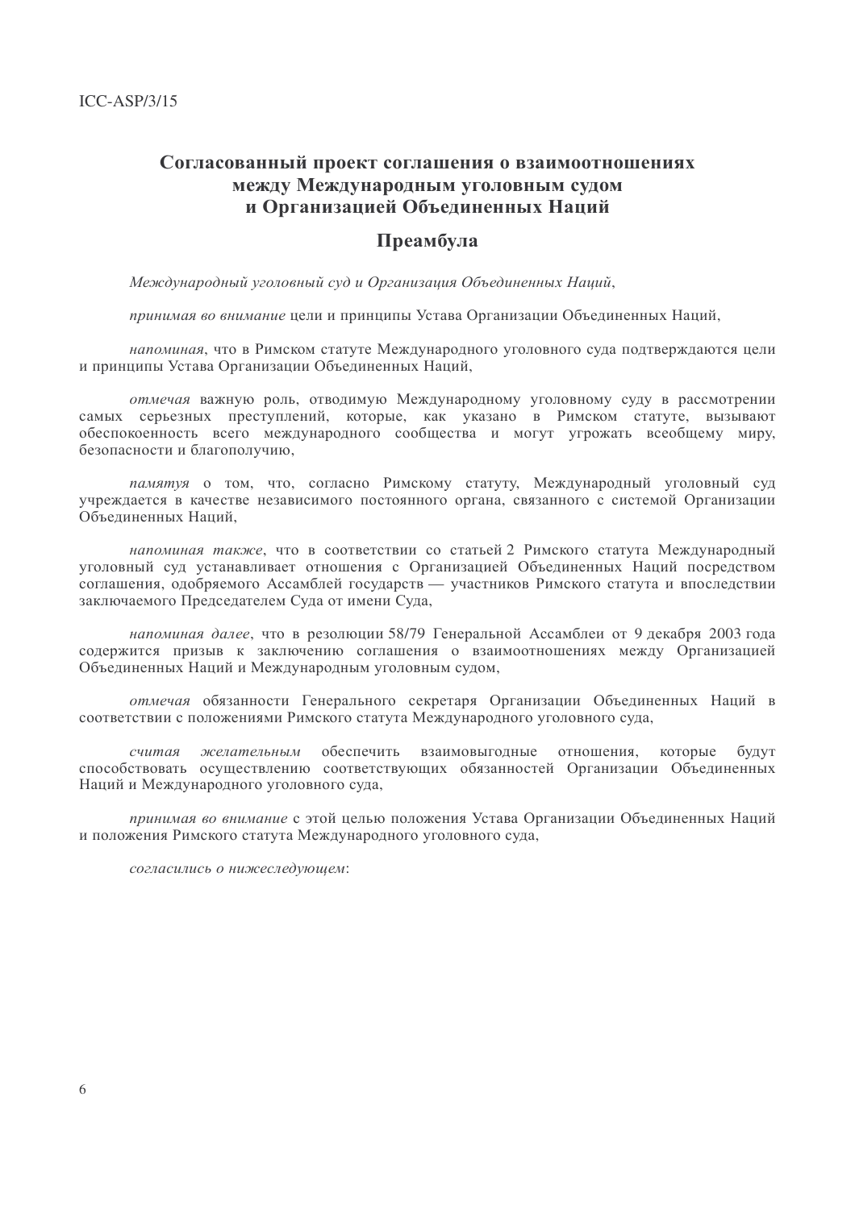# Согласованный проект соглашения о взаимоотношениях между Международным уголовным судом и Организацией Объединенных Наций

## Преамбула

*Международный уголовный суд и Организация Объединенных Наций*,

*принимая во внимание* цели и принципы Устава Организации Объединенных Наций,

*напоминая*, что в Римском статуте Международного уголовного суда подтверждаются цели и принципы Устава Организации Объединенных Наций,

*отмечая* важную роль, отводимую Международному уголовному суду в рассмотрении самых серьезных преступлений, которые, как указано в Римском статуте, вызывают обеспокоенность всего международного сообщества и могут угрожать всеобщему миру, безопасности и благополучию,

*памятуя* о том, что, согласно Римскому статуту, Международный уголовный суд учреждается в качестве независимого постоянного органа, связанного с системой Организации Объединенных Наций,

*напоминая также*, что в соответствии со статьей 2 Римского статута Международный уголовный суд устанавливает отношения с Организацией Объединенных Наций посредством соглашения, одобряемого Ассамблеей государств — участников Римского статута и впоследствии заключаемого Председателем Суда от имени Суда,

*напоминая далее*, что в резолюции 58/79 Генеральной Ассамблеи от 9 декабря 2003 года содержится призыв к заключению соглашения о взаимоотношениях между Организацией Объединенных Наций и Международным уголовным судом,

*отмечая* обязанности Генерального секретаря Организации Объединенных Наций в соответствии с положениями Римского статута Международного уголовного суда,

*считая желательным* обеспечить взаимовыгодные отношения, которые будут способствовать осуществлению соответствующих обязанностей Организации Объединенных Наций и Международного уголовного суда,

*принимая во внимание* с этой целью положения Устава Организации Объединенных Наций и положения Римского статута Международного уголовного суда,

*согласились о нижеследующем*: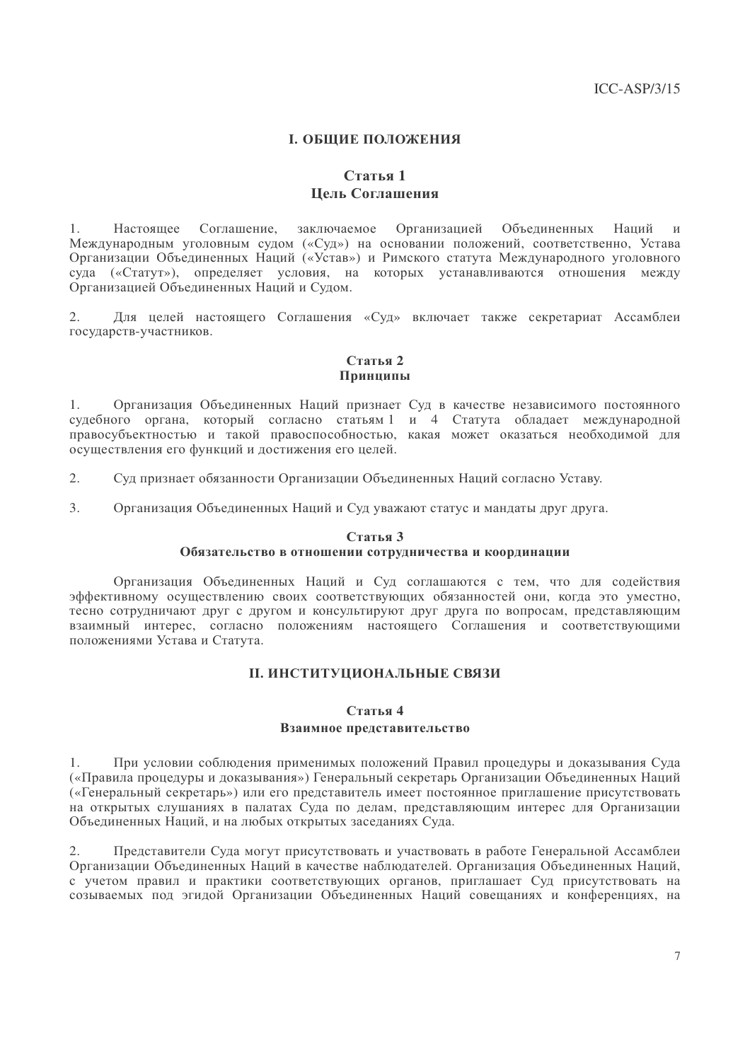## I. ОБЩИЕ ПОЛОЖЕНИЯ

### Статья 1
### Цель Соглашения

1. Настоящее Соглашение, заключаемое Организацией Объединенных Наций и Международным уголовным судом («Суд») на основании положений, соответственно, Устава Организации Объединенных Наций («Устав») и Римского статута Международного уголовного суда («Статут»), определяет условия, на которых устанавливаются отношения между Организацией Объединенных Наций и Судом.

2. Для целей настоящего Соглашения «Суд» включает также секретариат Ассамблеи государств-участников.

### Статья 2
### Принципы

1. Организация Объединенных Наций признает Суд в качестве независимого постоянного судебного органа, который согласно статьям 1 и 4 Статута обладает международной правосубъектностью и такой правоспособностью, какая может оказаться необходимой для осуществления его функций и достижения его целей.

2. Суд признает обязанности Организации Объединенных Наций согласно Уставу.

3. Организация Объединенных Наций и Суд уважают статус и мандаты друг друга.

### Статья 3
### Обязательство в отношении сотрудничества и координации

Организация Объединенных Наций и Суд соглашаются с тем, что для содействия эффективному осуществлению своих соответствующих обязанностей они, когда это уместно, тесно сотрудничают друг с другом и консультируют друг друга по вопросам, представляющим взаимный интерес, согласно положениям настоящего Соглашения и соответствующими положениями Устава и Статута.

## II. ИНСТИТУЦИОНАЛЬНЫЕ СВЯЗИ

### Статья 4
### Взаимное представительство

1. При условии соблюдения применимых положений Правил процедуры и доказывания Суда («Правила процедуры и доказывания») Генеральный секретарь Организации Объединенных Наций («Генеральный секретарь») или его представитель имеет постоянное приглашение присутствовать на открытых слушаниях в палатах Суда по делам, представляющим интерес для Организации Объединенных Наций, и на любых открытых заседаниях Суда.

2. Представители Суда могут присутствовать и участвовать в работе Генеральной Ассамблеи Организации Объединенных Наций в качестве наблюдателей. Организация Объединенных Наций, с учетом правил и практики соответствующих органов, приглашает Суд присутствовать на созываемых под эгидой Организации Объединенных Наций совещаниях и конференциях, на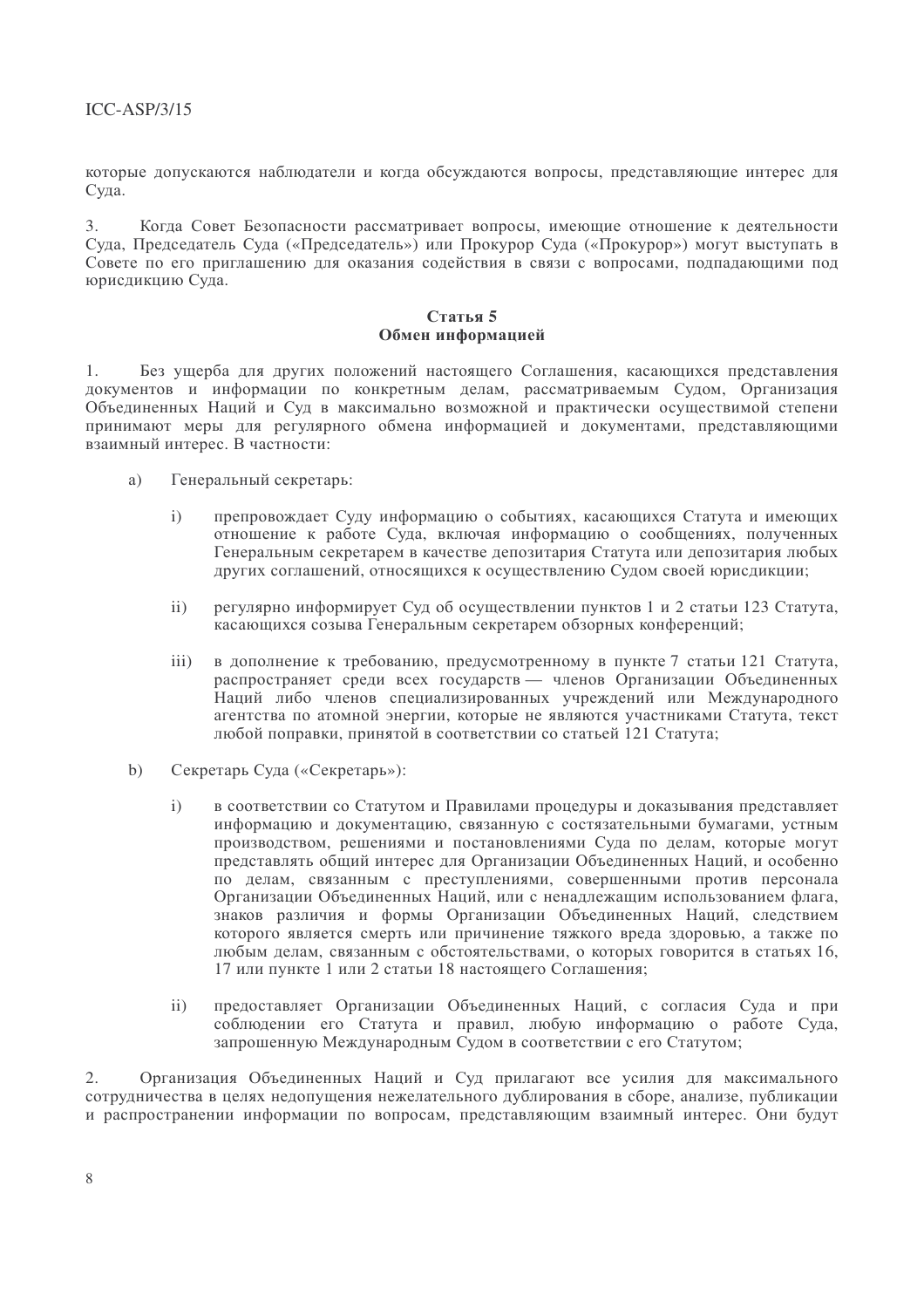которые допускаются наблюдатели и когда обсуждаются вопросы, представляющие интерес для Суда.

3. Когда Совет Безопасности рассматривает вопросы, имеющие отношение к деятельности Суда, Председатель Суда («Председатель») или Прокурор Суда («Прокурор») могут выступать в Совете по его приглашению для оказания содействия в связи с вопросами, подпадающими под юрисдикцию Суда.

**Статья 5**
**Обмен информацией**

1. Без ущерба для других положений настоящего Соглашения, касающихся представления документов и информации по конкретным делам, рассматриваемым Судом, Организация Объединенных Наций и Суд в максимально возможной и практически осуществимой степени принимают меры для регулярного обмена информацией и документами, представляющими взаимный интерес. В частности:

a) Генеральный секретарь:

i) препровождает Суду информацию о событиях, касающихся Статута и имеющих отношение к работе Суда, включая информацию о сообщениях, полученных Генеральным секретарем в качестве депозитария Статута или депозитария любых других соглашений, относящихся к осуществлению Судом своей юрисдикции;

ii) регулярно информирует Суд об осуществлении пунктов 1 и 2 статьи 123 Статута, касающихся созыва Генеральным секретарем обзорных конференций;

iii) в дополнение к требованию, предусмотренному в пункте 7 статьи 121 Статута, распространяет среди всех государств — членов Организации Объединенных Наций либо членов специализированных учреждений или Международного агентства по атомной энергии, которые не являются участниками Статута, текст любой поправки, принятой в соответствии со статьей 121 Статута;

b) Секретарь Суда («Секретарь»):

i) в соответствии со Статутом и Правилами процедуры и доказывания представляет информацию и документацию, связанную с состязательными бумагами, устным производством, решениями и постановлениями Суда по делам, которые могут представлять общий интерес для Организации Объединенных Наций, и особенно по делам, связанным с преступлениями, совершенными против персонала Организации Объединенных Наций, или с ненадлежащим использованием флага, знаков различия и формы Организации Объединенных Наций, следствием которого является смерть или причинение тяжкого вреда здоровью, а также по любым делам, связанным с обстоятельствами, о которых говорится в статьях 16, 17 или пункте 1 или 2 статьи 18 настоящего Соглашения;

ii) предоставляет Организации Объединенных Наций, с согласия Суда и при соблюдении его Статута и правил, любую информацию о работе Суда, запрошенную Международным Судом в соответствии с его Статутом;

2. Организация Объединенных Наций и Суд прилагают все усилия для максимального сотрудничества в целях недопущения нежелательного дублирования в сборе, анализе, публикации и распространении информации по вопросам, представляющим взаимный интерес. Они будут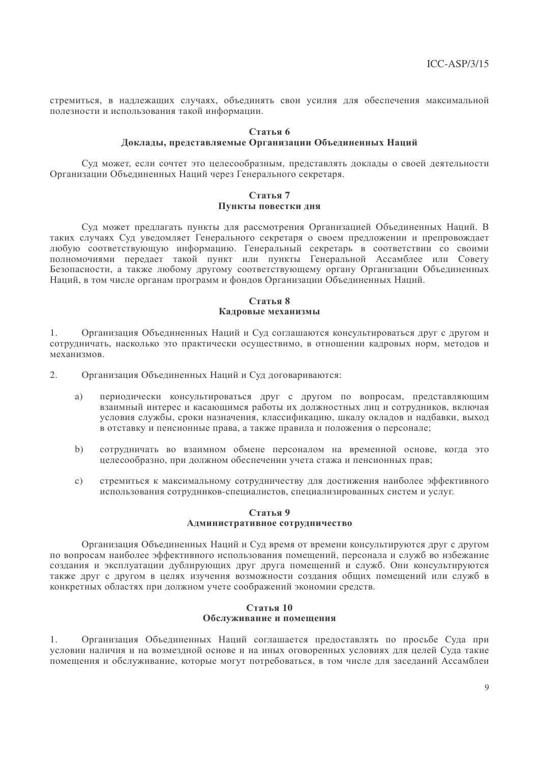стремиться, в надлежащих случаях, объединять свои усилия для обеспечения максимальной полезности и использования такой информации.

### Статья 6
### Доклады, представляемые Организации Объединенных Наций

Суд может, если сочтет это целесообразным, представлять доклады о своей деятельности Организации Объединенных Наций через Генерального секретаря.

### Статья 7
### Пункты повестки дня

Суд может предлагать пункты для рассмотрения Организацией Объединенных Наций. В таких случаях Суд уведомляет Генерального секретаря о своем предложении и препровождает любую соответствующую информацию. Генеральный секретарь в соответствии со своими полномочиями передает такой пункт или пункты Генеральной Ассамблее или Совету Безопасности, а также любому другому соответствующему органу Организации Объединенных Наций, в том числе органам программ и фондов Организации Объединенных Наций.

### Статья 8
### Кадровые механизмы

1. Организация Объединенных Наций и Суд соглашаются консультироваться друг с другом и сотрудничать, насколько это практически осуществимо, в отношении кадровых норм, методов и механизмов.

2. Организация Объединенных Наций и Суд договариваются:

   a) периодически консультироваться друг с другом по вопросам, представляющим взаимный интерес и касающимся работы их должностных лиц и сотрудников, включая условия службы, сроки назначения, классификацию, шкалу окладов и надбавки, выход в отставку и пенсионные права, а также правила и положения о персонале;

   b) сотрудничать во взаимном обмене персоналом на временной основе, когда это целесообразно, при должном обеспечении учета стажа и пенсионных прав;

   c) стремиться к максимальному сотрудничеству для достижения наиболее эффективного использования сотрудников-специалистов, специализированных систем и услуг.

### Статья 9
### Административное сотрудничество

Организация Объединенных Наций и Суд время от времени консультируются друг с другом по вопросам наиболее эффективного использования помещений, персонала и служб во избежание создания и эксплуатации дублирующих друг друга помещений и служб. Они консультируются также друг с другом в целях изучения возможности создания общих помещений или служб в конкретных областях при должном учете соображений экономии средств.

### Статья 10
### Обслуживание и помещения

1. Организация Объединенных Наций соглашается предоставлять по просьбе Суда при условии наличия и на возмездной основе и на иных оговоренных условиях для целей Суда такие помещения и обслуживание, которые могут потребоваться, в том числе для заседаний Ассамблеи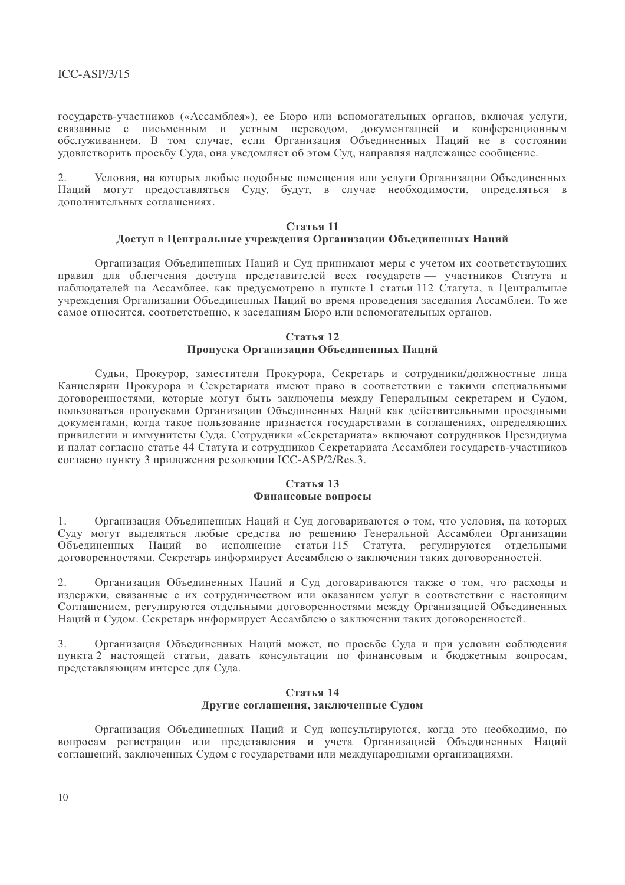государств-участников («Ассамблея»), ее Бюро или вспомогательных органов, включая услуги, связанные с письменным и устным переводом, документацией и конференционным обслуживанием. В том случае, если Организация Объединенных Наций не в состоянии удовлетворить просьбу Суда, она уведомляет об этом Суд, направляя надлежащее сообщение.

2. Условия, на которых любые подобные помещения или услуги Организации Объединенных Наций могут предоставляться Суду, будут, в случае необходимости, определяться в дополнительных соглашениях.

### Статья 11
### Доступ в Центральные учреждения Организации Объединенных Наций

Организация Объединенных Наций и Суд принимают меры с учетом их соответствующих правил для облегчения доступа представителей всех государств — участников Статута и наблюдателей на Ассамблее, как предусмотрено в пункте 1 статьи 112 Статута, в Центральные учреждения Организации Объединенных Наций во время проведения заседания Ассамблеи. То же самое относится, соответственно, к заседаниям Бюро или вспомогательных органов.

### Статья 12
### Пропуска Организации Объединенных Наций

Судьи, Прокурор, заместители Прокурора, Секретарь и сотрудники/должностные лица Канцелярии Прокурора и Секретариата имеют право в соответствии с такими специальными договоренностями, которые могут быть заключены между Генеральным секретарем и Судом, пользоваться пропусками Организации Объединенных Наций как действительными проездными документами, когда такое пользование признается государствами в соглашениях, определяющих привилегии и иммунитеты Суда. Сотрудники «Секретариата» включают сотрудников Президиума и палат согласно статье 44 Статута и сотрудников Секретариата Ассамблеи государств-участников согласно пункту 3 приложения резолюции ICC-ASP/2/Res.3.

### Статья 13
### Финансовые вопросы

1. Организация Объединенных Наций и Суд договариваются о том, что условия, на которых Суду могут выделяться любые средства по решению Генеральной Ассамблеи Организации Объединенных Наций во исполнение статьи 115 Статута, регулируются отдельными договоренностями. Секретарь информирует Ассамблею о заключении таких договоренностей.

2. Организация Объединенных Наций и Суд договариваются также о том, что расходы и издержки, связанные с их сотрудничеством или оказанием услуг в соответствии с настоящим Соглашением, регулируются отдельными договоренностями между Организацией Объединенных Наций и Судом. Секретарь информирует Ассамблею о заключении таких договоренностей.

3. Организация Объединенных Наций может, по просьбе Суда и при условии соблюдения пункта 2 настоящей статьи, давать консультации по финансовым и бюджетным вопросам, представляющим интерес для Суда.

### Статья 14
### Другие соглашения, заключенные Судом

Организация Объединенных Наций и Суд консультируются, когда это необходимо, по вопросам регистрации или представления и учета Организацией Объединенных Наций соглашений, заключенных Судом с государствами или международными организациями.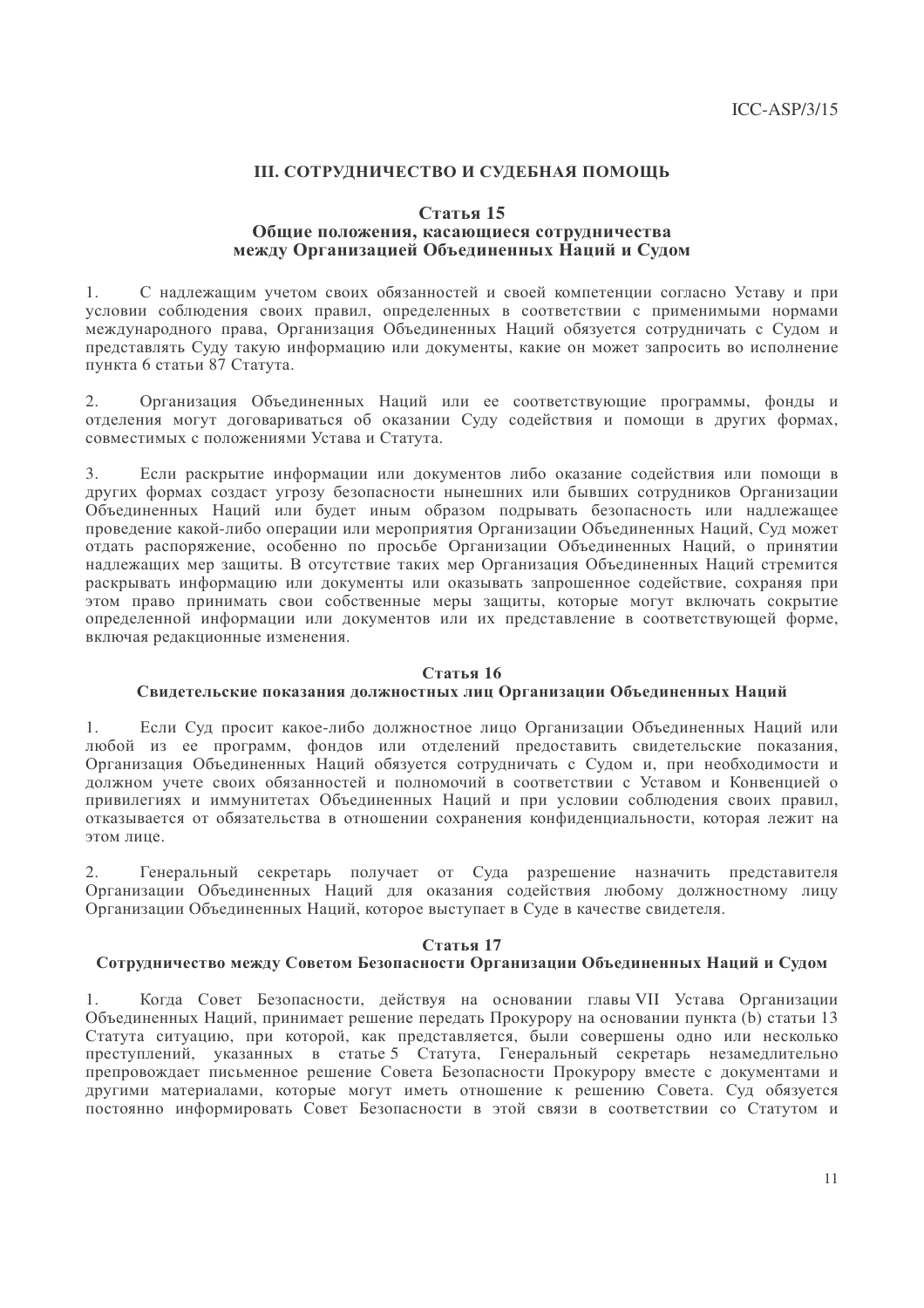## III. СОТРУДНИЧЕСТВО И СУДЕБНАЯ ПОМОЩЬ

### Статья 15
### Общие положения, касающиеся сотрудничества между Организацией Объединенных Наций и Судом

1. С надлежащим учетом своих обязанностей и своей компетенции согласно Уставу и при условии соблюдения своих правил, определенных в соответствии с применимыми нормами международного права, Организация Объединенных Наций обязуется сотрудничать с Судом и представлять Суду такую информацию или документы, какие он может запросить во исполнение пункта 6 статьи 87 Статута.

2. Организация Объединенных Наций или ее соответствующие программы, фонды и отделения могут договариваться об оказании Суду содействия и помощи в других формах, совместимых с положениями Устава и Статута.

3. Если раскрытие информации или документов либо оказание содействия или помощи в других формах создаст угрозу безопасности нынешних или бывших сотрудников Организации Объединенных Наций или будет иным образом подрывать безопасность или надлежащее проведение какой-либо операции или мероприятия Организации Объединенных Наций, Суд может отдать распоряжение, особенно по просьбе Организации Объединенных Наций, о принятии надлежащих мер защиты. В отсутствие таких мер Организация Объединенных Наций стремится раскрывать информацию или документы или оказывать запрошенное содействие, сохраняя при этом право принимать свои собственные меры защиты, которые могут включать сокрытие определенной информации или документов или их представление в соответствующей форме, включая редакционные изменения.

### Статья 16
### Свидетельские показания должностных лиц Организации Объединенных Наций

1. Если Суд просит какое-либо должностное лицо Организации Объединенных Наций или любой из ее программ, фондов или отделений предоставить свидетельские показания, Организация Объединенных Наций обязуется сотрудничать с Судом и, при необходимости и должном учете своих обязанностей и полномочий в соответствии с Уставом и Конвенцией о привилегиях и иммунитетах Объединенных Наций и при условии соблюдения своих правил, отказывается от обязательства в отношении сохранения конфиденциальности, которая лежит на этом лице.

2. Генеральный секретарь получает от Суда разрешение назначить представителя Организации Объединенных Наций для оказания содействия любому должностному лицу Организации Объединенных Наций, которое выступает в Суде в качестве свидетеля.

### Статья 17
### Сотрудничество между Советом Безопасности Организации Объединенных Наций и Судом

1. Когда Совет Безопасности, действуя на основании главы VII Устава Организации Объединенных Наций, принимает решение передать Прокурору на основании пункта (b) статьи 13 Статута ситуацию, при которой, как представляется, были совершены одно или несколько преступлений, указанных в статье 5 Статута, Генеральный секретарь незамедлительно препровождает письменное решение Совета Безопасности Прокурору вместе с документами и другими материалами, которые могут иметь отношение к решению Совета. Суд обязуется постоянно информировать Совет Безопасности в этой связи в соответствии со Статутом и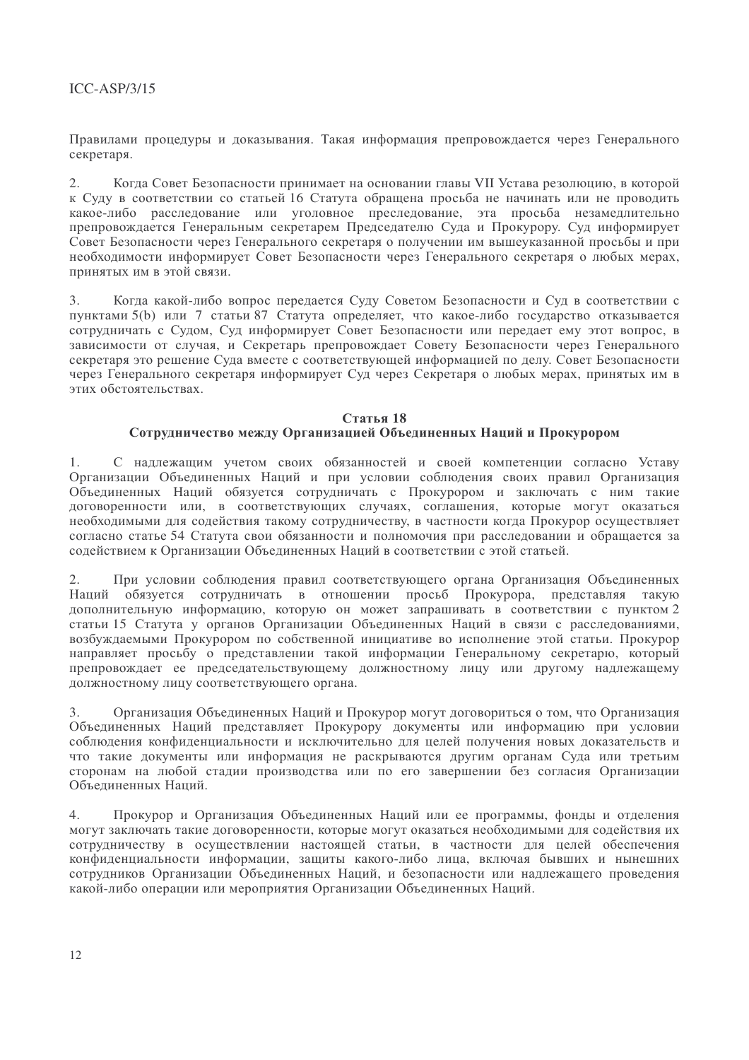Правилами процедуры и доказывания. Такая информация препровождается через Генерального секретаря.

2. Когда Совет Безопасности принимает на основании главы VII Устава резолюцию, в которой к Суду в соответствии со статьей 16 Статута обращена просьба не начинать или не проводить какое-либо расследование или уголовное преследование, эта просьба незамедлительно препровождается Генеральным секретарем Председателю Суда и Прокурору. Суд информирует Совет Безопасности через Генерального секретаря о получении им вышеуказанной просьбы и при необходимости информирует Совет Безопасности через Генерального секретаря о любых мерах, принятых им в этой связи.

3. Когда какой-либо вопрос передается Суду Советом Безопасности и Суд в соответствии с пунктами 5(b) или 7 статьи 87 Статута определяет, что какое-либо государство отказывается сотрудничать с Судом, Суд информирует Совет Безопасности или передает ему этот вопрос, в зависимости от случая, и Секретарь препровождает Совету Безопасности через Генерального секретаря это решение Суда вместе с соответствующей информацией по делу. Совет Безопасности через Генерального секретаря информирует Суд через Секретаря о любых мерах, принятых им в этих обстоятельствах.

### Статья 18
### Сотрудничество между Организацией Объединенных Наций и Прокурором

1. С надлежащим учетом своих обязанностей и своей компетенции согласно Уставу Организации Объединенных Наций и при условии соблюдения своих правил Организация Объединенных Наций обязуется сотрудничать с Прокурором и заключать с ним такие договоренности или, в соответствующих случаях, соглашения, которые могут оказаться необходимыми для содействия такому сотрудничеству, в частности когда Прокурор осуществляет согласно статье 54 Статута свои обязанности и полномочия при расследовании и обращается за содействием к Организации Объединенных Наций в соответствии с этой статьей.

2. При условии соблюдения правил соответствующего органа Организация Объединенных Наций обязуется сотрудничать в отношении просьб Прокурора, представляя такую дополнительную информацию, которую он может запрашивать в соответствии с пунктом 2 статьи 15 Статута у органов Организации Объединенных Наций в связи с расследованиями, возбуждаемыми Прокурором по собственной инициативе во исполнение этой статьи. Прокурор направляет просьбу о представлении такой информации Генеральному секретарю, который препровождает ее председательствующему должностному лицу или другому надлежащему должностному лицу соответствующего органа.

3. Организация Объединенных Наций и Прокурор могут договориться о том, что Организация Объединенных Наций представляет Прокурору документы или информацию при условии соблюдения конфиденциальности и исключительно для целей получения новых доказательств и что такие документы или информация не раскрываются другим органам Суда или третьим сторонам на любой стадии производства или по его завершении без согласия Организации Объединенных Наций.

4. Прокурор и Организация Объединенных Наций или ее программы, фонды и отделения могут заключать такие договоренности, которые могут оказаться необходимыми для содействия их сотрудничеству в осуществлении настоящей статьи, в частности для целей обеспечения конфиденциальности информации, защиты какого-либо лица, включая бывших и нынешних сотрудников Организации Объединенных Наций, и безопасности или надлежащего проведения какой-либо операции или мероприятия Организации Объединенных Наций.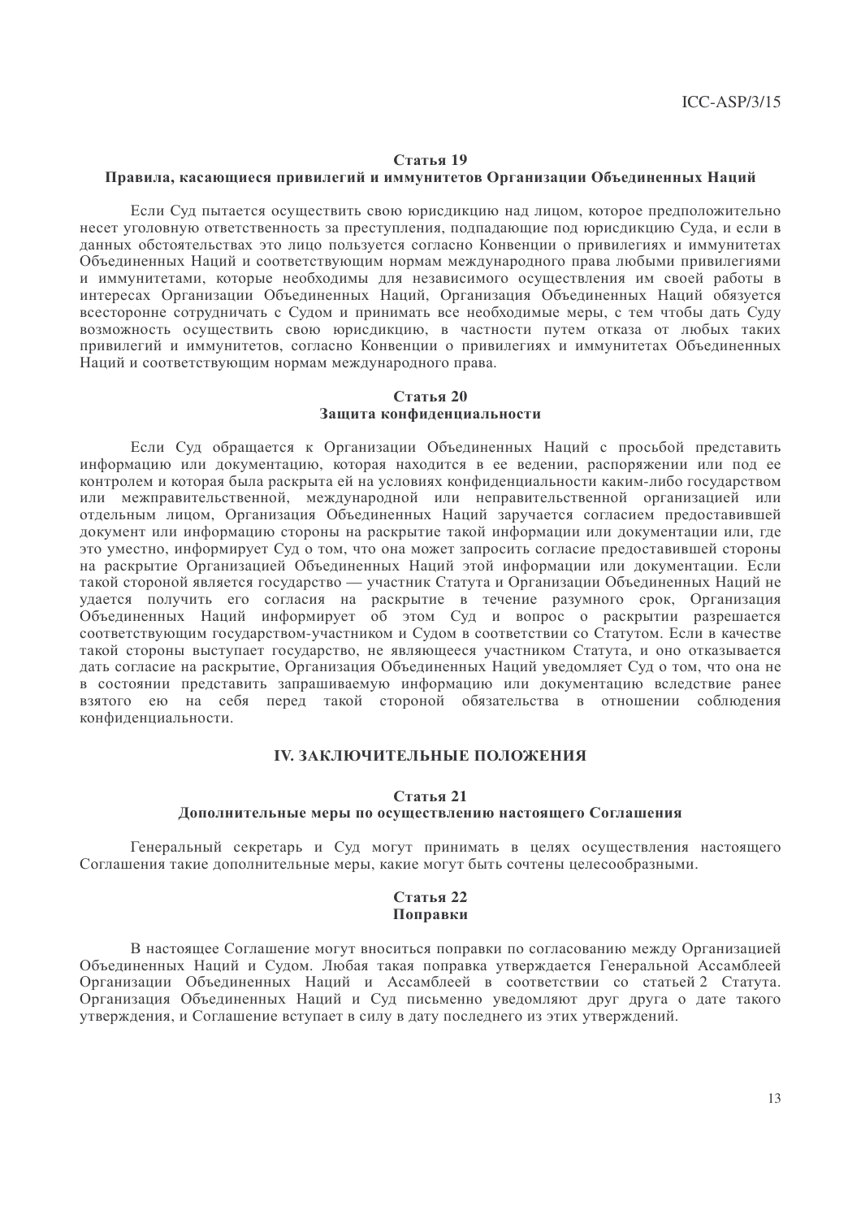### Статья 19
### Правила, касающиеся привилегий и иммунитетов Организации Объединенных Наций

Если Суд пытается осуществить свою юрисдикцию над лицом, которое предположительно несет уголовную ответственность за преступления, подпадающие под юрисдикцию Суда, и если в данных обстоятельствах это лицо пользуется согласно Конвенции о привилегиях и иммунитетах Объединенных Наций и соответствующим нормам международного права любыми привилегиями и иммунитетами, которые необходимы для независимого осуществления им своей работы в интересах Организации Объединенных Наций, Организация Объединенных Наций обязуется всесторонне сотрудничать с Судом и принимать все необходимые меры, с тем чтобы дать Суду возможность осуществить свою юрисдикцию, в частности путем отказа от любых таких привилегий и иммунитетов, согласно Конвенции о привилегиях и иммунитетах Объединенных Наций и соответствующим нормам международного права.

### Статья 20
### Защита конфиденциальности

Если Суд обращается к Организации Объединенных Наций с просьбой представить информацию или документацию, которая находится в ее ведении, распоряжении или под ее контролем и которая была раскрыта ей на условиях конфиденциальности каким-либо государством или межправительственной, международной или неправительственной организацией или отдельным лицом, Организация Объединенных Наций заручается согласием предоставившей документ или информацию стороны на раскрытие такой информации или документации или, где это уместно, информирует Суд о том, что она может запросить согласие предоставившей стороны на раскрытие Организацией Объединенных Наций этой информации или документации. Если такой стороной является государство — участник Статута и Организации Объединенных Наций не удается получить его согласия на раскрытие в течение разумного срок, Организация Объединенных Наций информирует об этом Суд и вопрос о раскрытии разрешается соответствующим государством-участником и Судом в соответствии со Статутом. Если в качестве такой стороны выступает государство, не являющееся участником Статута, и оно отказывается дать согласие на раскрытие, Организация Объединенных Наций уведомляет Суд о том, что она не в состоянии представить запрашиваемую информацию или документацию вследствие ранее взятого ею на себя перед такой стороной обязательства в отношении соблюдения конфиденциальности.

## IV. ЗАКЛЮЧИТЕЛЬНЫЕ ПОЛОЖЕНИЯ

### Статья 21
### Дополнительные меры по осуществлению настоящего Соглашения

Генеральный секретарь и Суд могут принимать в целях осуществления настоящего Соглашения такие дополнительные меры, какие могут быть сочтены целесообразными.

### Статья 22
### Поправки

В настоящее Соглашение могут вноситься поправки по согласованию между Организацией Объединенных Наций и Судом. Любая такая поправка утверждается Генеральной Ассамблеей Организации Объединенных Наций и Ассамблеей в соответствии со статьей 2 Статута. Организация Объединенных Наций и Суд письменно уведомляют друг друга о дате такого утверждения, и Соглашение вступает в силу в дату последнего из этих утверждений.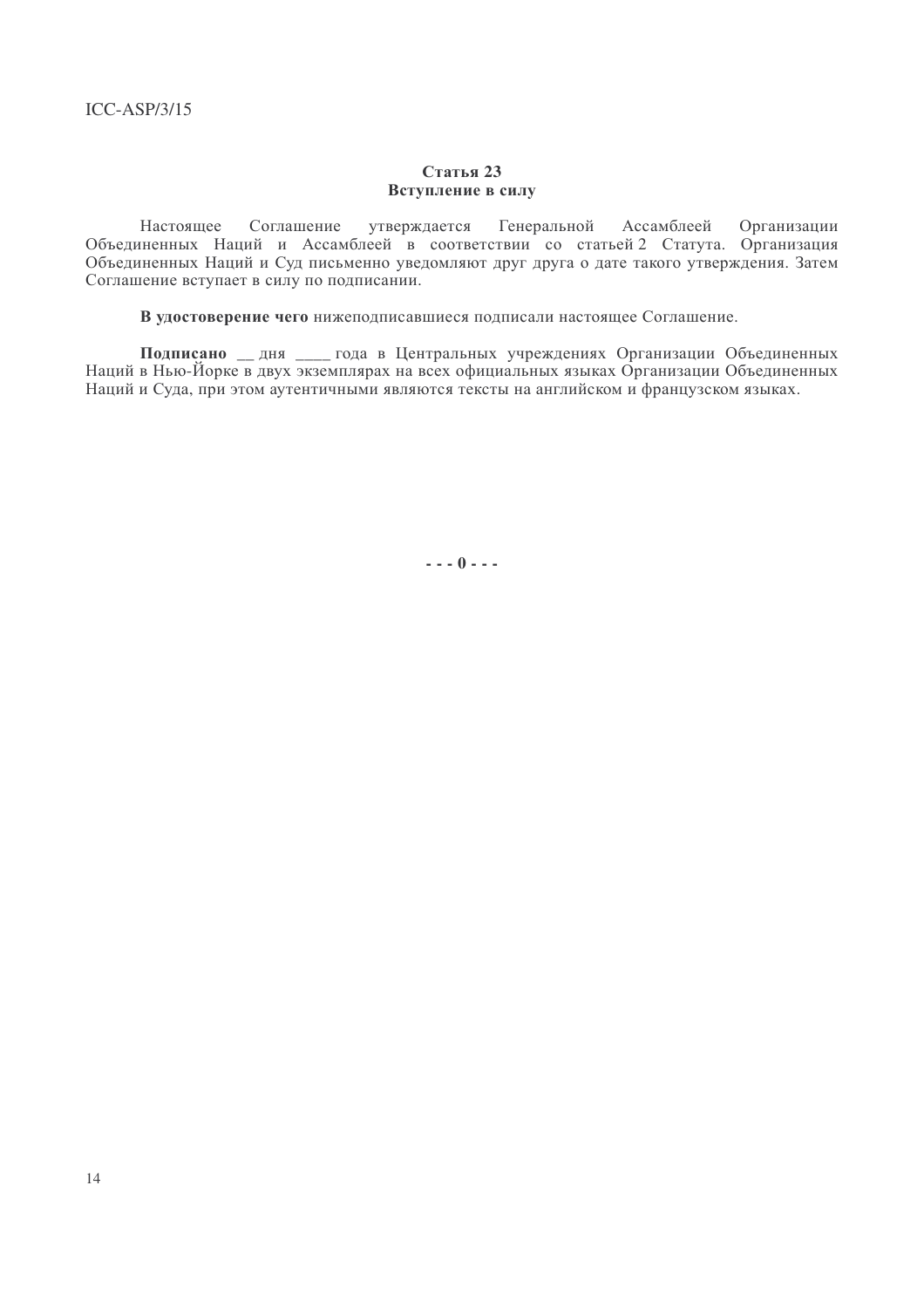### Статья 23
### Вступление в силу

Настоящее Соглашение утверждается Генеральной Ассамблеей Организации Объединенных Наций и Ассамблеей в соответствии со статьей 2 Статута. Организация Объединенных Наций и Суд письменно уведомляют друг друга о дате такого утверждения. Затем Соглашение вступает в силу по подписании.

**В удостоверение чего** нижеподписавшиеся подписали настоящее Соглашение.

**Подписано** __ дня ____ года в Центральных учреждениях Организации Объединенных Наций в Нью-Йорке в двух экземплярах на всех официальных языках Организации Объединенных Наций и Суда, при этом аутентичными являются тексты на английском и французском языках.

\- - - 0 - - -